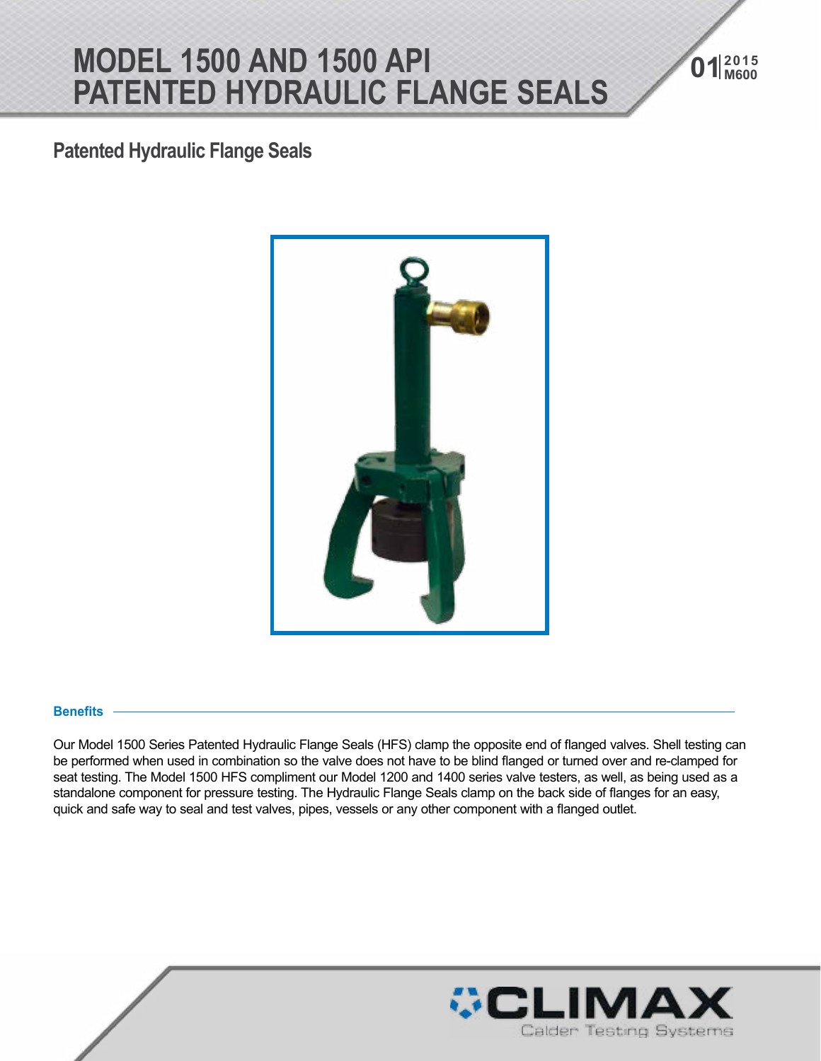# MODEL 1500 AND 1500 API PATENTED HYDRAULIC FLANGE SEALS

## Patented Hydraulic Flange Seals

### Benefits

Our Model 1500 Series Patented Hydraulic Flange Seals (HFS) clamp the opposite end of flanged valves. Shell testing can be performed when used in combination so the valve does not have to be blind flanged or turned over and re-clamped for seat testing. The Model 1500 HFS compliment our Model 1200 and 1400 series valve testers, as well, as being used as a standalone component for pressure testing. The Hydraulic Flange Seals clamp on the back side of flanges for an easy, quick and safe way to seal and test valves, pipes, vessels or any other component with a flanged outlet.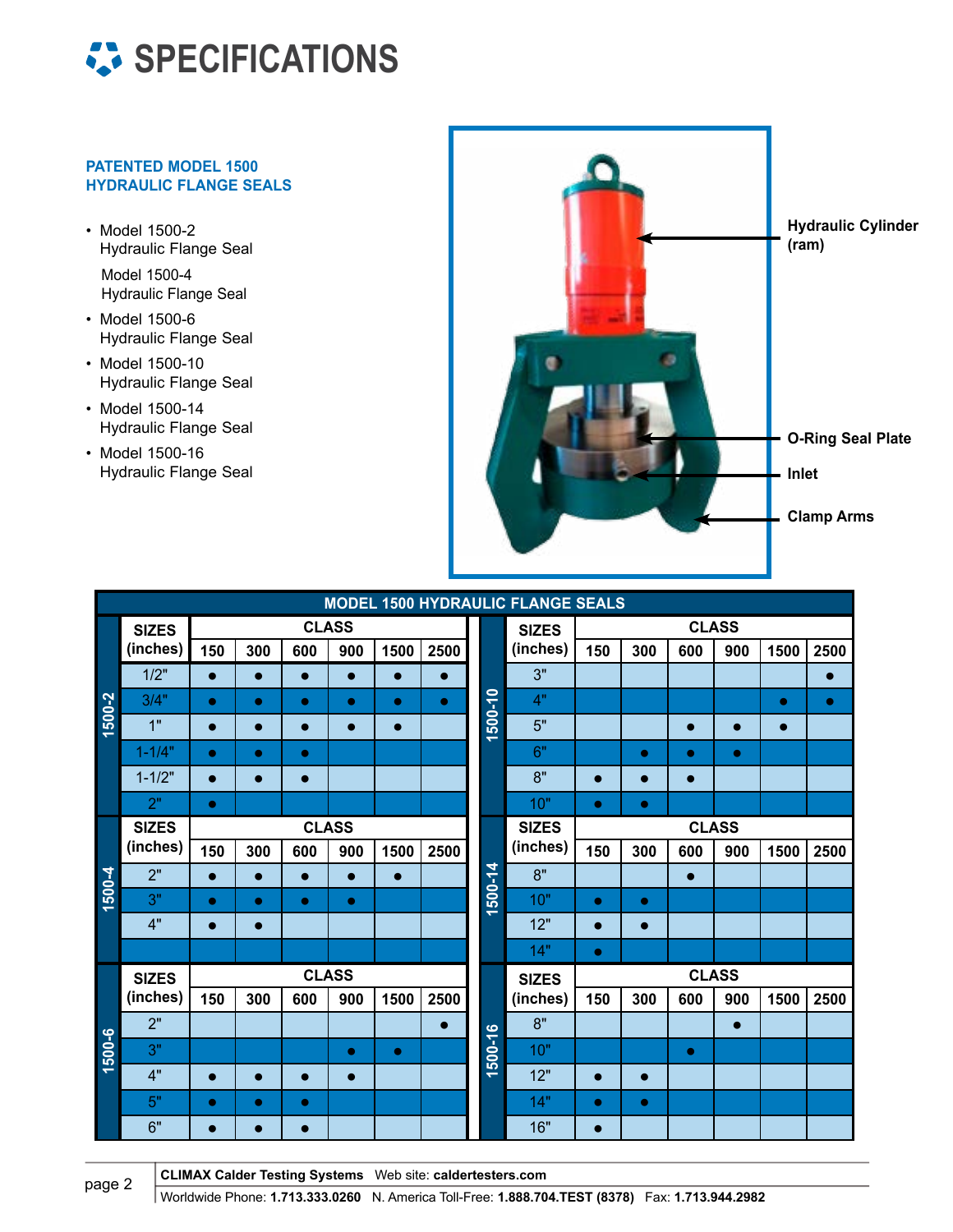# SPECIFICATIONS

## PATENTED MODEL 1500 HYDRAULIC FLANGE SEALS

- Model 1500-2 Hydraulic Flange Seal
  Model 1500-4 Hydraulic Flange Seal
- Model 1500-6 Hydraulic Flange Seal
- Model 1500-10 Hydraulic Flange Seal
- Model 1500-14 Hydraulic Flange Seal
- Model 1500-16 Hydraulic Flange Seal

Hydraulic Cylinder (ram)

O-Ring Seal Plate

Inlet

Clamp Arms

**MODEL 1500 HYDRAULIC FLANGE SEALS**

| Model | SIZES (inches) | CLASS | | | | | |
|---|---|---|---|---|---|---|---|
| | | 150 | 300 | 600 | 900 | 1500 | 2500 |
| 1500-2 | 1/2" | ● | ● | ● | ● | ● | ● |
| 1500-2 | 3/4" | ● | ● | ● | ● | ● | ● |
| 1500-2 | 1" | ● | ● | ● | ● | ● | |
| 1500-2 | 1-1/4" | ● | ● | ● | | | |
| 1500-2 | 1-1/2" | ● | ● | ● | | | |
| 1500-2 | 2" | ● | | | | | |
| 1500-4 | 2" | ● | ● | ● | ● | ● | |
| 1500-4 | 3" | ● | ● | ● | ● | | |
| 1500-4 | 4" | ● | ● | | | | |
| 1500-6 | 2" | | | | | | ● |
| 1500-6 | 3" | | | | ● | ● | |
| 1500-6 | 4" | ● | ● | ● | ● | | |
| 1500-6 | 5" | ● | ● | ● | | | |
| 1500-6 | 6" | ● | ● | ● | | | |
| 1500-10 | 3" | | | | | | ● |
| 1500-10 | 4" | | | | | ● | ● |
| 1500-10 | 5" | | | ● | ● | ● | |
| 1500-10 | 6" | | ● | ● | ● | | |
| 1500-10 | 8" | ● | ● | ● | | | |
| 1500-10 | 10" | ● | ● | | | | |
| 1500-14 | 8" | | | ● | | | |
| 1500-14 | 10" | ● | ● | | | | |
| 1500-14 | 12" | ● | ● | | | | |
| 1500-14 | 14" | ● | | | | | |
| 1500-16 | 8" | | | | ● | | |
| 1500-16 | 10" | | | ● | | | |
| 1500-16 | 12" | ● | ● | | | | |
| 1500-16 | 14" | ● | ● | | | | |
| 1500-16 | 16" | ● | | | | | |

**CLIMAX Calder Testing Systems** Web site: **caldertesters.com**

Worldwide Phone: **1.713.333.0260** N. America Toll-Free: **1.888.704.TEST (8378)** Fax: **1.713.944.2982**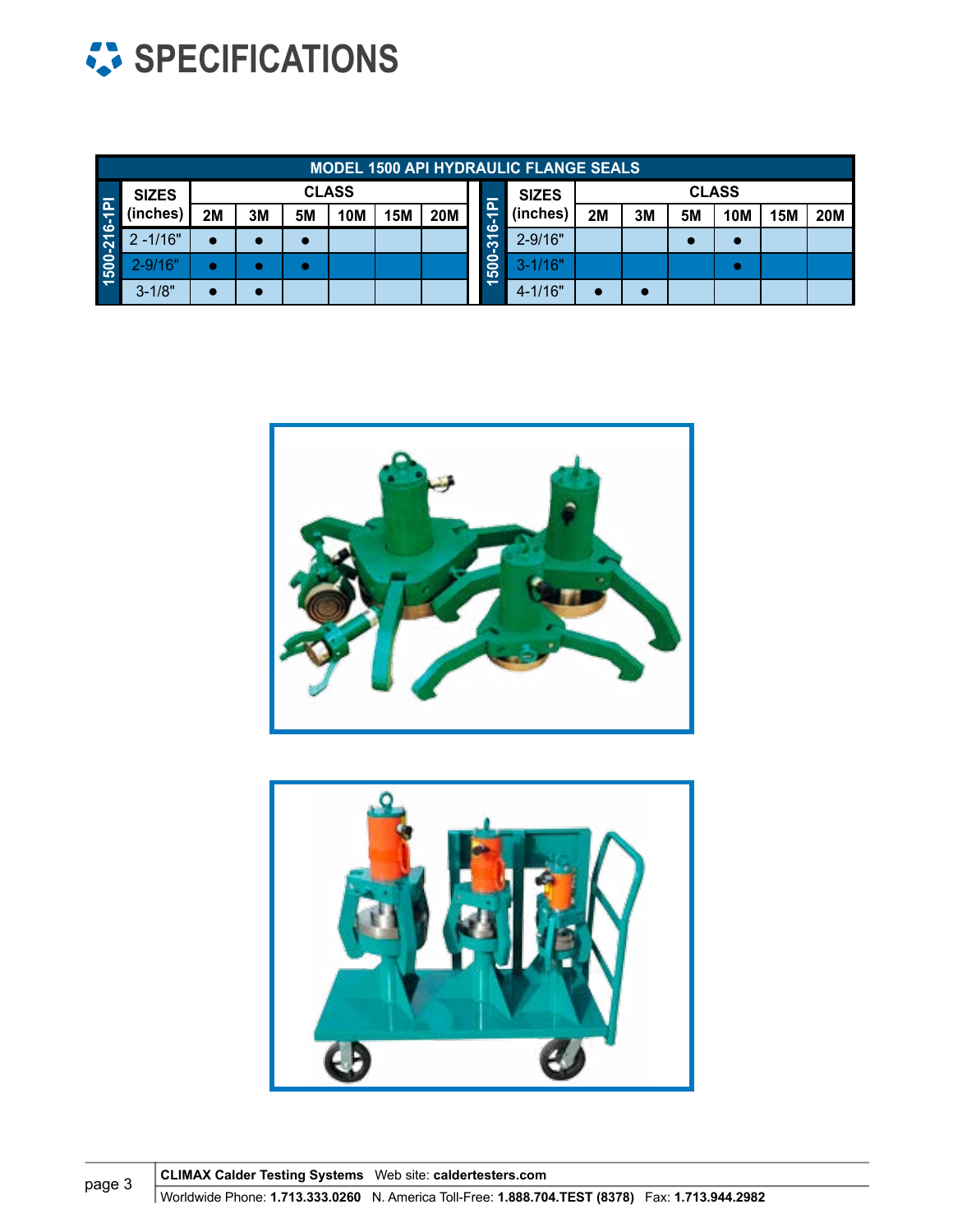# SPECIFICATIONS

**MODEL 1500 API HYDRAULIC FLANGE SEALS**

| Model | SIZES (inches) | CLASS 2M | 3M | 5M | 10M | 15M | 20M |
|---|---|---|---|---|---|---|---|
| 1500-216-1PI | 2 -1/16" | ● | ● | ● | | | |
| 1500-216-1PI | 2-9/16" | ● | ● | ● | | | |
| 1500-216-1PI | 3-1/8" | ● | ● | | | | |
| 1500-316-1PI | 2-9/16" | | | ● | ● | | |
| 1500-316-1PI | 3-1/16" | | | | ● | | |
| 1500-316-1PI | 4-1/16" | ● | ● | | | | |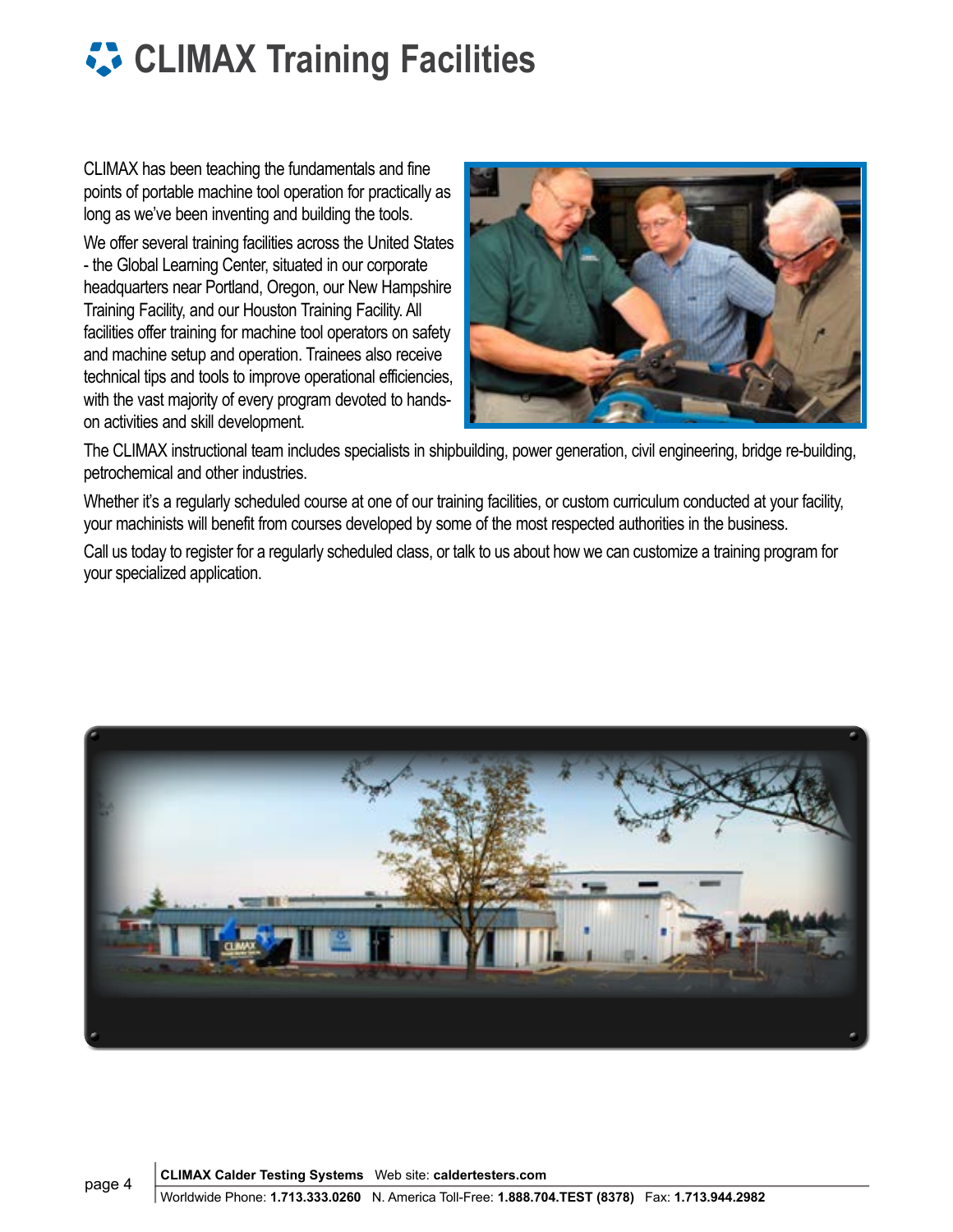# CLIMAX Training Facilities

CLIMAX has been teaching the fundamentals and fine points of portable machine tool operation for practically as long as we've been inventing and building the tools.

We offer several training facilities across the United States - the Global Learning Center, situated in our corporate headquarters near Portland, Oregon, our New Hampshire Training Facility, and our Houston Training Facility. All facilities offer training for machine tool operators on safety and machine setup and operation. Trainees also receive technical tips and tools to improve operational efficiencies, with the vast majority of every program devoted to hands-on activities and skill development.

The CLIMAX instructional team includes specialists in shipbuilding, power generation, civil engineering, bridge re-building, petrochemical and other industries.

Whether it's a regularly scheduled course at one of our training facilities, or custom curriculum conducted at your facility, your machinists will benefit from courses developed by some of the most respected authorities in the business.

Call us today to register for a regularly scheduled class, or talk to us about how we can customize a training program for your specialized application.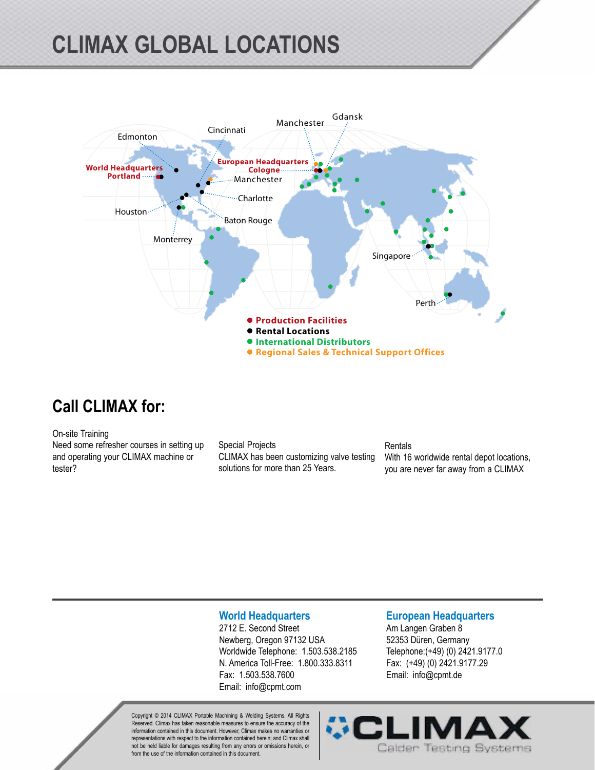# CLIMAX GLOBAL LOCATIONS

Edmonton
Cincinnati
Manchester
Gdansk
World Headquarters Portland
European Headquarters Cologne
Manchester
Charlotte
Houston
Baton Rouge
Monterrey
Singapore
Perth

- Production Facilities
- Rental Locations
- International Distributors
- Regional Sales & Technical Support Offices

## Call CLIMAX for:

On-site Training
Need some refresher courses in setting up and operating your CLIMAX machine or tester?

Special Projects
CLIMAX has been customizing valve testing solutions for more than 25 Years.

Rentals
With 16 worldwide rental depot locations, you are never far away from a CLIMAX

### World Headquarters

2712 E. Second Street
Newberg, Oregon 97132 USA
Worldwide Telephone: 1.503.538.2185
N. America Toll-Free: 1.800.333.8311
Fax: 1.503.538.7600
Email: info@cpmt.com

### European Headquarters

Am Langen Graben 8
52353 Düren, Germany
Telephone:(+49) (0) 2421.9177.0
Fax: (+49) (0) 2421.9177.29
Email: info@cpmt.de

Copyright © 2014 CLIMAX Portable Machining & Welding Systems. All Rights Reserved. Climax has taken reasonable measures to ensure the accuracy of the information contained in this document. However, Climax makes no warranties or representations with respect to the information contained herein; and Climax shall not be held liable for damages resulting from any errors or omissions herein, or from the use of the information contained in this document.

CLIMAX
Calder Testing Systems